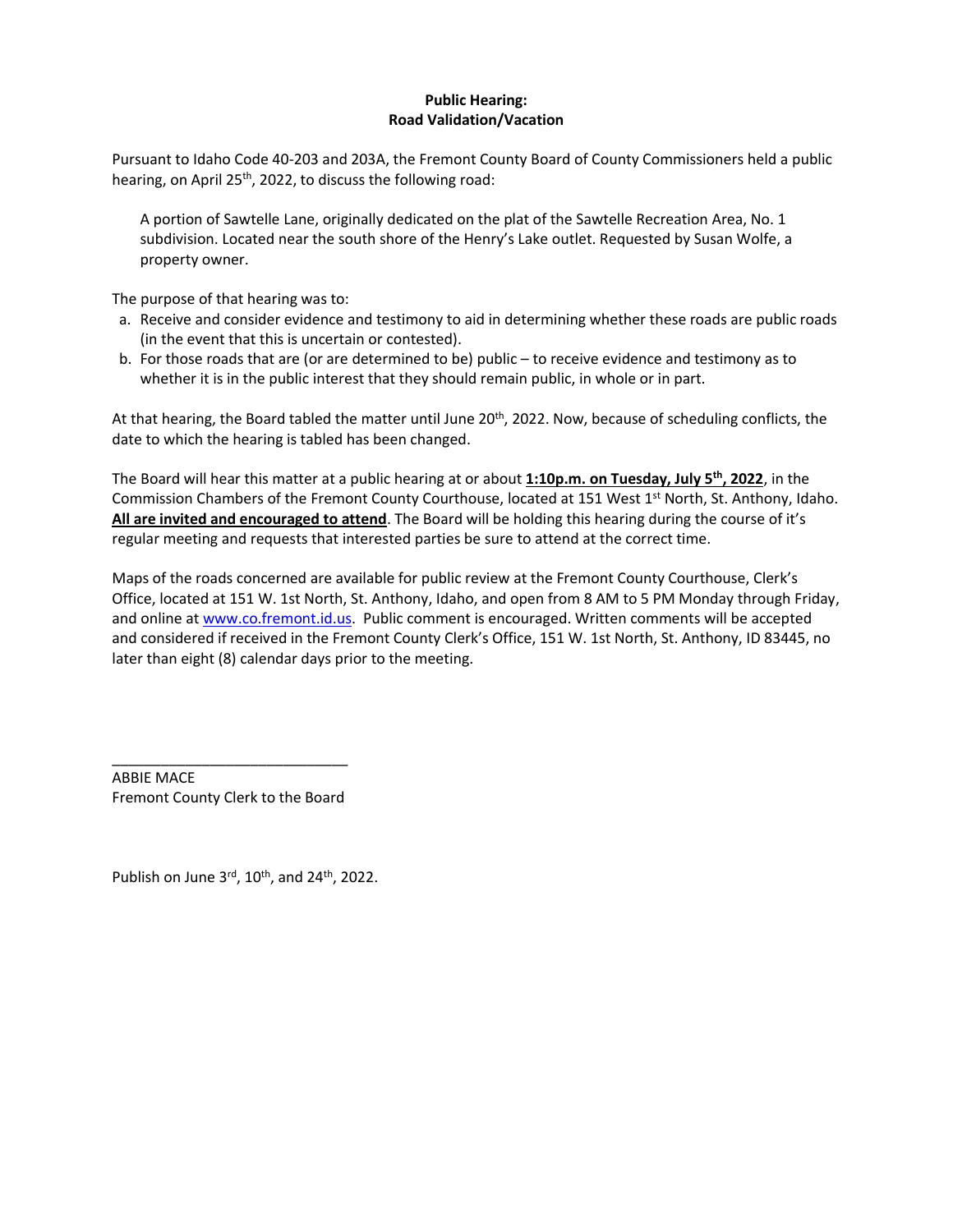**Public Hearing:**
**Road Validation/Vacation**

Pursuant to Idaho Code 40-203 and 203A, the Fremont County Board of County Commissioners held a public hearing, on April 25th, 2022, to discuss the following road:

> A portion of Sawtelle Lane, originally dedicated on the plat of the Sawtelle Recreation Area, No. 1 subdivision. Located near the south shore of the Henry's Lake outlet. Requested by Susan Wolfe, a property owner.

The purpose of that hearing was to:

a. Receive and consider evidence and testimony to aid in determining whether these roads are public roads (in the event that this is uncertain or contested).
b. For those roads that are (or are determined to be) public – to receive evidence and testimony as to whether it is in the public interest that they should remain public, in whole or in part.

At that hearing, the Board tabled the matter until June 20th, 2022. Now, because of scheduling conflicts, the date to which the hearing is tabled has been changed.

The Board will hear this matter at a public hearing at or about **1:10p.m. on Tuesday, July 5th, 2022**, in the Commission Chambers of the Fremont County Courthouse, located at 151 West 1st North, St. Anthony, Idaho. **All are invited and encouraged to attend**. The Board will be holding this hearing during the course of it's regular meeting and requests that interested parties be sure to attend at the correct time.

Maps of the roads concerned are available for public review at the Fremont County Courthouse, Clerk's Office, located at 151 W. 1st North, St. Anthony, Idaho, and open from 8 AM to 5 PM Monday through Friday, and online at www.co.fremont.id.us. Public comment is encouraged. Written comments will be accepted and considered if received in the Fremont County Clerk's Office, 151 W. 1st North, St. Anthony, ID 83445, no later than eight (8) calendar days prior to the meeting.

\_\_\_\_\_\_\_\_\_\_\_\_\_\_\_\_\_\_\_\_\_\_\_\_\_\_\_\_\_\_

ABBIE MACE
Fremont County Clerk to the Board

Publish on June 3rd, 10th, and 24th, 2022.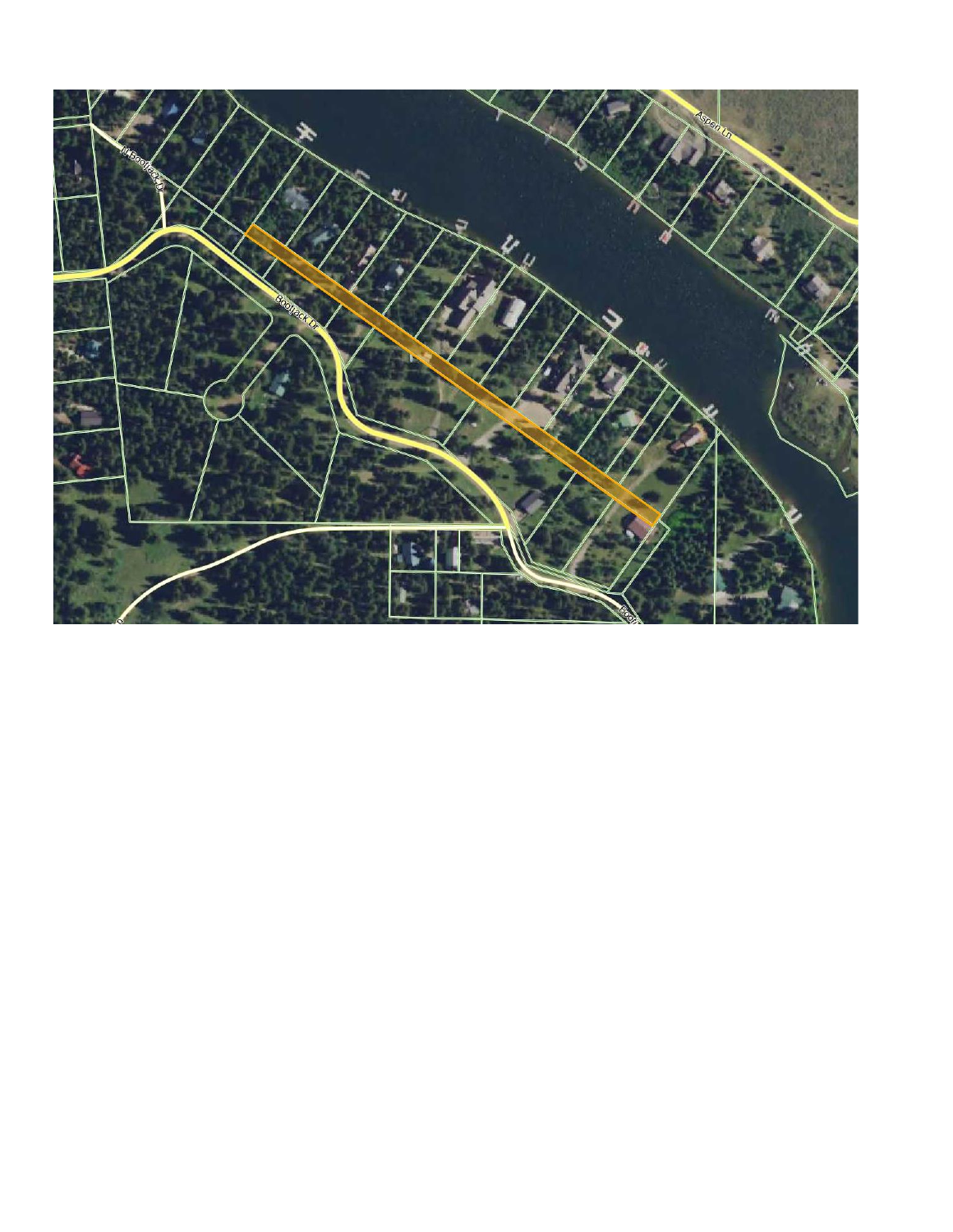N Bootjack Dr

Bootjack Dr

Aspen Ln